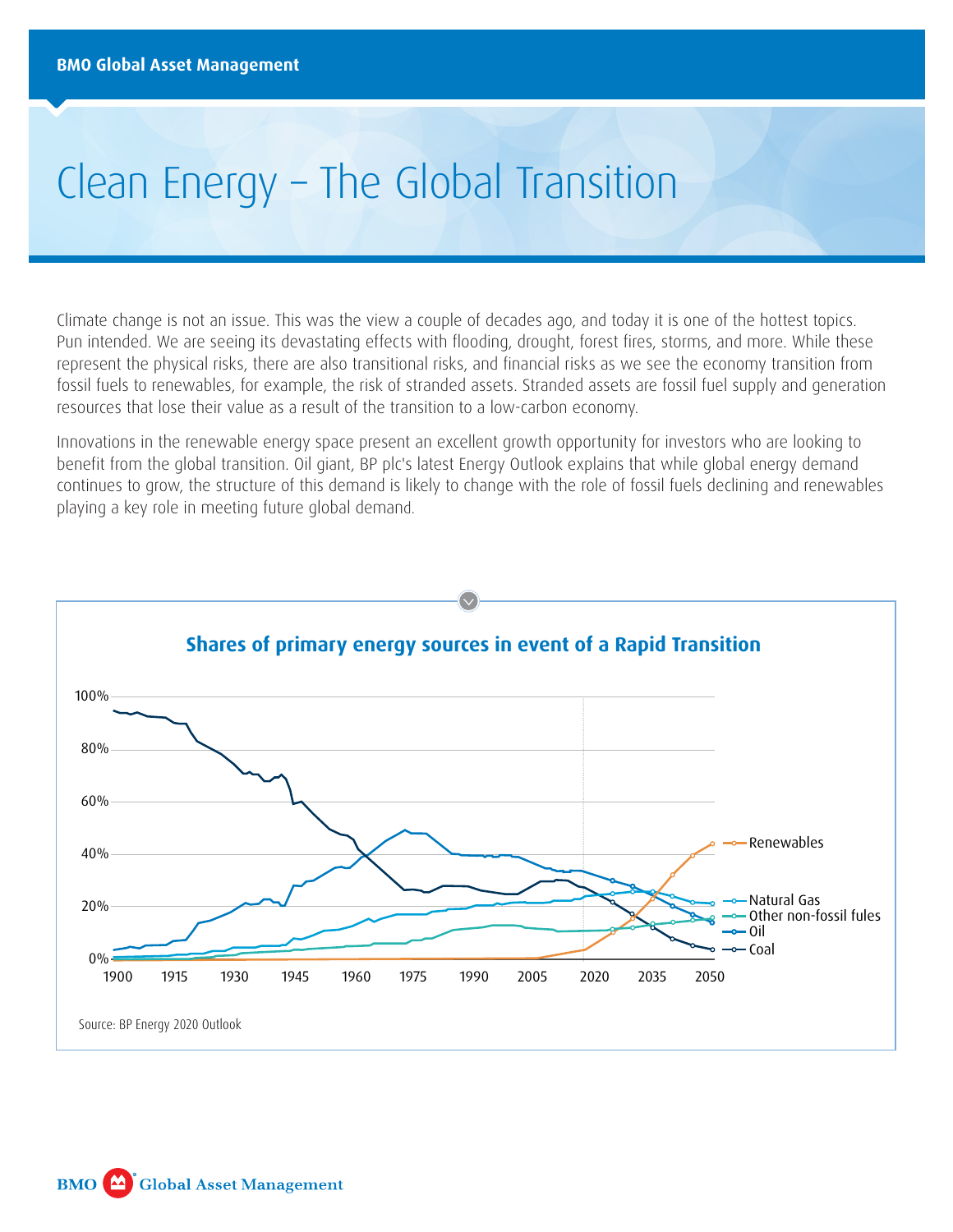BMO Global Asset Management

# Clean Energy – The Global Transition

Climate change is not an issue. This was the view a couple of decades ago, and today it is one of the hottest topics. Pun intended. We are seeing its devastating effects with flooding, drought, forest fires, storms, and more. While these represent the physical risks, there are also transitional risks, and financial risks as we see the economy transition from fossil fuels to renewables, for example, the risk of stranded assets. Stranded assets are fossil fuel supply and generation resources that lose their value as a result of the transition to a low-carbon economy.

Innovations in the renewable energy space present an excellent growth opportunity for investors who are looking to benefit from the global transition. Oil giant, BP plc's latest Energy Outlook explains that while global energy demand continues to grow, the structure of this demand is likely to change with the role of fossil fuels declining and renewables playing a key role in meeting future global demand.

**Shares of primary energy sources in event of a Rapid Transition**

Legend: Renewables, Natural Gas, Other non-fossil fules, Oil, Coal

Y-axis: 0%, 20%, 40%, 60%, 80%, 100%

X-axis: 1900, 1915, 1930, 1945, 1960, 1975, 1990, 2005, 2020, 2035, 2050

Source: BP Energy 2020 Outlook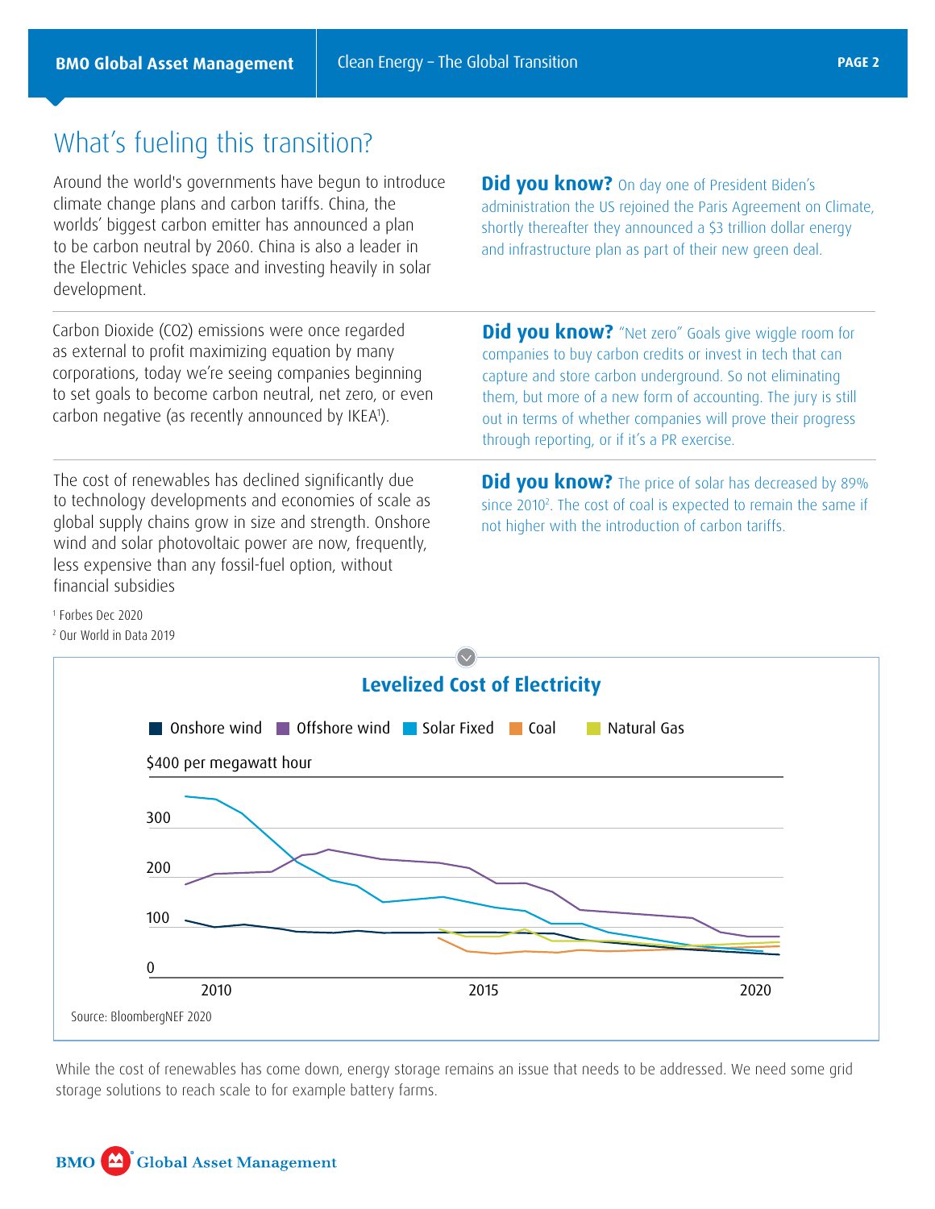# What's fueling this transition?

Around the world's governments have begun to introduce climate change plans and carbon tariffs. China, the worlds' biggest carbon emitter has announced a plan to be carbon neutral by 2060. China is also a leader in the Electric Vehicles space and investing heavily in solar development.

**Did you know?** On day one of President Biden's administration the US rejoined the Paris Agreement on Climate, shortly thereafter they announced a $3 trillion dollar energy and infrastructure plan as part of their new green deal.

---

Carbon Dioxide (CO2) emissions were once regarded as external to profit maximizing equation by many corporations, today we're seeing companies beginning to set goals to become carbon neutral, net zero, or even carbon negative (as recently announced by IKEA[1]).

**Did you know?** "Net zero" Goals give wiggle room for companies to buy carbon credits or invest in tech that can capture and store carbon underground. So not eliminating them, but more of a new form of accounting. The jury is still out in terms of whether companies will prove their progress through reporting, or if it's a PR exercise.

---

The cost of renewables has declined significantly due to technology developments and economies of scale as global supply chains grow in size and strength. Onshore wind and solar photovoltaic power are now, frequently, less expensive than any fossil-fuel option, without financial subsidies

**Did you know?** The price of solar has decreased by 89% since 2010[2]. The cost of coal is expected to remain the same if not higher with the introduction of carbon tariffs.

[1] Forbes Dec 2020

[2] Our World in Data 2019

## Levelized Cost of Electricity

Onshore wind | Offshore wind | Solar Fixed | Coal | Natural Gas

$400 per megawatt hour

Source: BloombergNEF 2020

While the cost of renewables has come down, energy storage remains an issue that needs to be addressed. We need some grid storage solutions to reach scale to for example battery farms.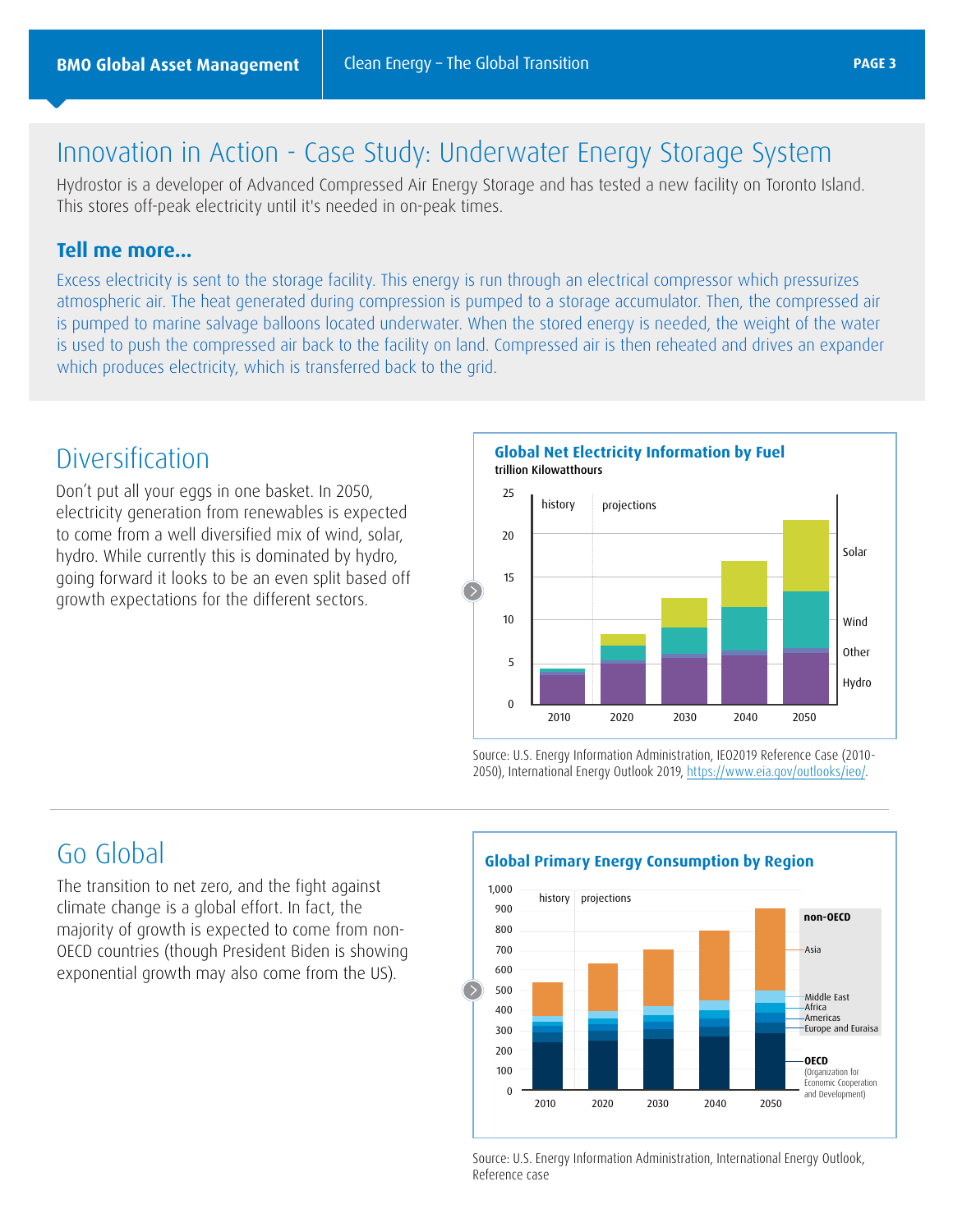## Innovation in Action - Case Study: Underwater Energy Storage System

Hydrostor is a developer of Advanced Compressed Air Energy Storage and has tested a new facility on Toronto Island. This stores off-peak electricity until it's needed in on-peak times.

### Tell me more...

Excess electricity is sent to the storage facility. This energy is run through an electrical compressor which pressurizes atmospheric air. The heat generated during compression is pumped to a storage accumulator. Then, the compressed air is pumped to marine salvage balloons located underwater. When the stored energy is needed, the weight of the water is used to push the compressed air back to the facility on land. Compressed air is then reheated and drives an expander which produces electricity, which is transferred back to the grid.

## Diversification

Don't put all your eggs in one basket. In 2050, electricity generation from renewables is expected to come from a well diversified mix of wind, solar, hydro. While currently this is dominated by hydro, going forward it looks to be an even split based off growth expectations for the different sectors.

**Global Net Electricity Information by Fuel**
trillion Kilowatthours

Source: U.S. Energy Information Administration, IEO2019 Reference Case (2010-2050), International Energy Outlook 2019, https://www.eia.gov/outlooks/ieo/.

## Go Global

The transition to net zero, and the fight against climate change is a global effort. In fact, the majority of growth is expected to come from non-OECD countries (though President Biden is showing exponential growth may also come from the US).

**Global Primary Energy Consumption by Region**

Source: U.S. Energy Information Administration, International Energy Outlook, Reference case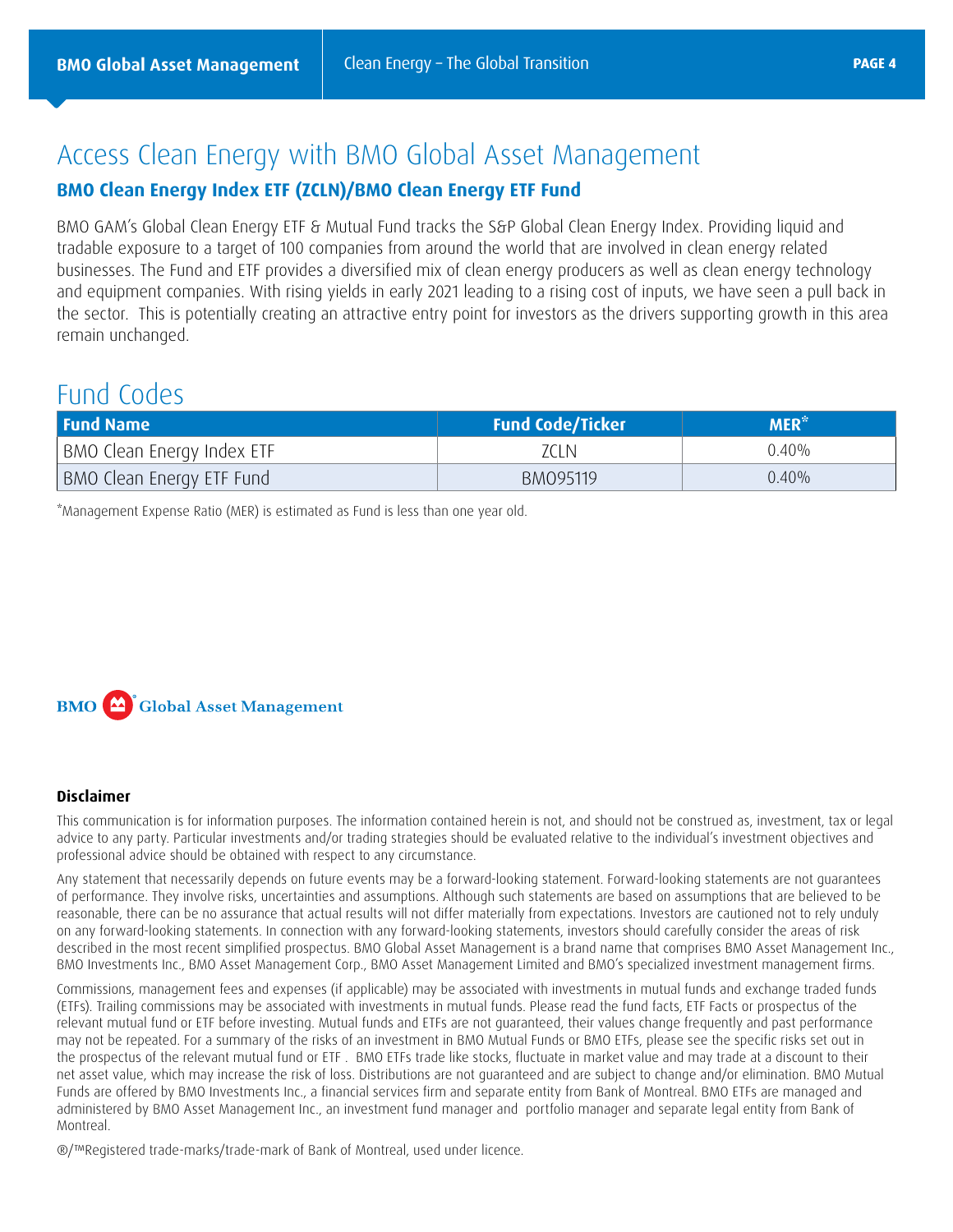# Access Clean Energy with BMO Global Asset Management

## BMO Clean Energy Index ETF (ZCLN)/BMO Clean Energy ETF Fund

BMO GAM's Global Clean Energy ETF & Mutual Fund tracks the S&P Global Clean Energy Index. Providing liquid and tradable exposure to a target of 100 companies from around the world that are involved in clean energy related businesses. The Fund and ETF provides a diversified mix of clean energy producers as well as clean energy technology and equipment companies. With rising yields in early 2021 leading to a rising cost of inputs, we have seen a pull back in the sector. This is potentially creating an attractive entry point for investors as the drivers supporting growth in this area remain unchanged.

# Fund Codes

| Fund Name | Fund Code/Ticker | MER* |
|---|---|---|
| BMO Clean Energy Index ETF | ZCLN | 0.40% |
| BMO Clean Energy ETF Fund | BMO95119 | 0.40% |

*Management Expense Ratio (MER) is estimated as Fund is less than one year old.

BMO Global Asset Management

### Disclaimer

This communication is for information purposes. The information contained herein is not, and should not be construed as, investment, tax or legal advice to any party. Particular investments and/or trading strategies should be evaluated relative to the individual's investment objectives and professional advice should be obtained with respect to any circumstance.

Any statement that necessarily depends on future events may be a forward-looking statement. Forward-looking statements are not guarantees of performance. They involve risks, uncertainties and assumptions. Although such statements are based on assumptions that are believed to be reasonable, there can be no assurance that actual results will not differ materially from expectations. Investors are cautioned not to rely unduly on any forward-looking statements. In connection with any forward-looking statements, investors should carefully consider the areas of risk described in the most recent simplified prospectus. BMO Global Asset Management is a brand name that comprises BMO Asset Management Inc., BMO Investments Inc., BMO Asset Management Corp., BMO Asset Management Limited and BMO's specialized investment management firms.

Commissions, management fees and expenses (if applicable) may be associated with investments in mutual funds and exchange traded funds (ETFs). Trailing commissions may be associated with investments in mutual funds. Please read the fund facts, ETF Facts or prospectus of the relevant mutual fund or ETF before investing. Mutual funds and ETFs are not guaranteed, their values change frequently and past performance may not be repeated. For a summary of the risks of an investment in BMO Mutual Funds or BMO ETFs, please see the specific risks set out in the prospectus of the relevant mutual fund or ETF . BMO ETFs trade like stocks, fluctuate in market value and may trade at a discount to their net asset value, which may increase the risk of loss. Distributions are not guaranteed and are subject to change and/or elimination. BMO Mutual Funds are offered by BMO Investments Inc., a financial services firm and separate entity from Bank of Montreal. BMO ETFs are managed and administered by BMO Asset Management Inc., an investment fund manager and portfolio manager and separate legal entity from Bank of Montreal.

®/™Registered trade-marks/trade-mark of Bank of Montreal, used under licence.